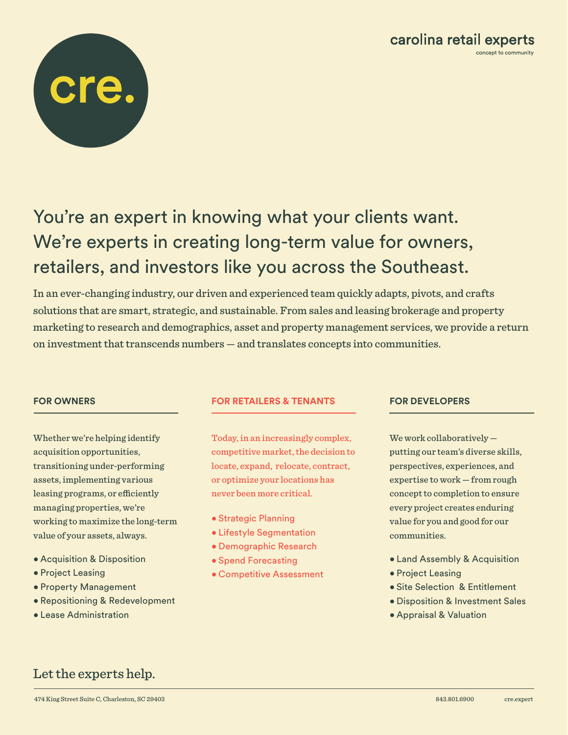cre.

carolina retail experts

concept to community

# You're an expert in knowing what your clients want. We're experts in creating long-term value for owners, retailers, and investors like you across the Southeast.

In an ever-changing industry, our driven and experienced team quickly adapts, pivots, and crafts solutions that are smart, strategic, and sustainable. From sales and leasing brokerage and property marketing to research and demographics, asset and property management services, we provide a return on investment that transcends numbers — and translates concepts into communities.

## FOR OWNERS

Whether we're helping identify acquisition opportunities, transitioning under-performing assets, implementing various leasing programs, or efficiently managing properties, we're working to maximize the long-term value of your assets, always.

- Acquisition & Disposition
- Project Leasing
- Property Management
- Repositioning & Redevelopment
- Lease Administration

## FOR RETAILERS & TENANTS

Today, in an increasingly complex, competitive market, the decision to locate, expand, relocate, contract, or optimize your locations has never been more critical.

- Strategic Planning
- Lifestyle Segmentation
- Demographic Research
- Spend Forecasting
- Competitive Assessment

## FOR DEVELOPERS

We work collaboratively — putting our team's diverse skills, perspectives, experiences, and expertise to work — from rough concept to completion to ensure every project creates enduring value for you and good for our communities.

- Land Assembly & Acquisition
- Project Leasing
- Site Selection & Entitlement
- Disposition & Investment Sales
- Appraisal & Valuation

Let the experts help.

474 King Street Suite C, Charleston, SC 29403 | 843.801.6900 | cre.expert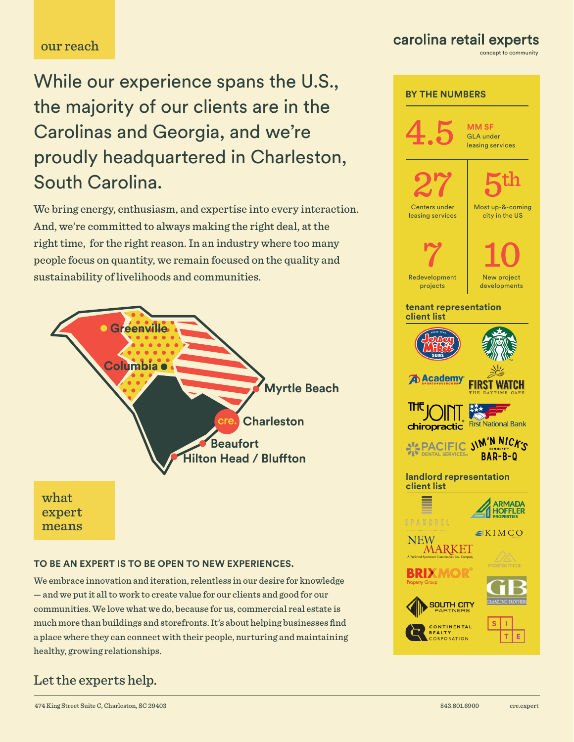## our reach

# While our experience spans the U.S., the majority of our clients are in the Carolinas and Georgia, and we're proudly headquartered in Charleston, South Carolina.

We bring energy, enthusiasm, and expertise into every interaction. And, we're committed to always making the right deal, at the right time, for the right reason. In an industry where too many people focus on quantity, we remain focused on the quality and sustainability of livelihoods and communities.

Greenville
Columbia
Myrtle Beach
Charleston
Beaufort
Hilton Head / Bluffton

## what expert means

**TO BE AN EXPERT IS TO BE OPEN TO NEW EXPERIENCES.**

We embrace innovation and iteration, relentless in our desire for knowledge — and we put it all to work to create value for our clients and good for our communities. We love what we do, because for us, commercial real estate is much more than buildings and storefronts. It's about helping businesses find a place where they can connect with their people, nurturing and maintaining healthy, growing relationships.

Let the experts help.

carolina retail experts
concept to community

### BY THE NUMBERS

**4.5** MM SF GLA under leasing services

**27** Centers under leasing services

**5th** Most up-&-coming city in the US

**7** Redevelopment projects

**10** New project developments

### tenant representation client list

- Jersey Mike's Subs
- Starbucks
- Academy Sports + Outdoors
- First Watch The Daytime Cafe
- The Joint Chiropractic
- First National Bank
- Pacific Dental Services
- Jim 'N Nick's Community Bar-B-Q

### landlord representation client list

- Spandrel
- Armada Hoffler Properties
- New Market
- Kimco Realty
- Brixmor Property Group
- Prospectridge
- Gramling Brothers
- South City Partners
- Continental Realty Corporation
- SITE

474 King Street Suite C, Charleston, SC 29403 | 843.801.6900 | cre.expert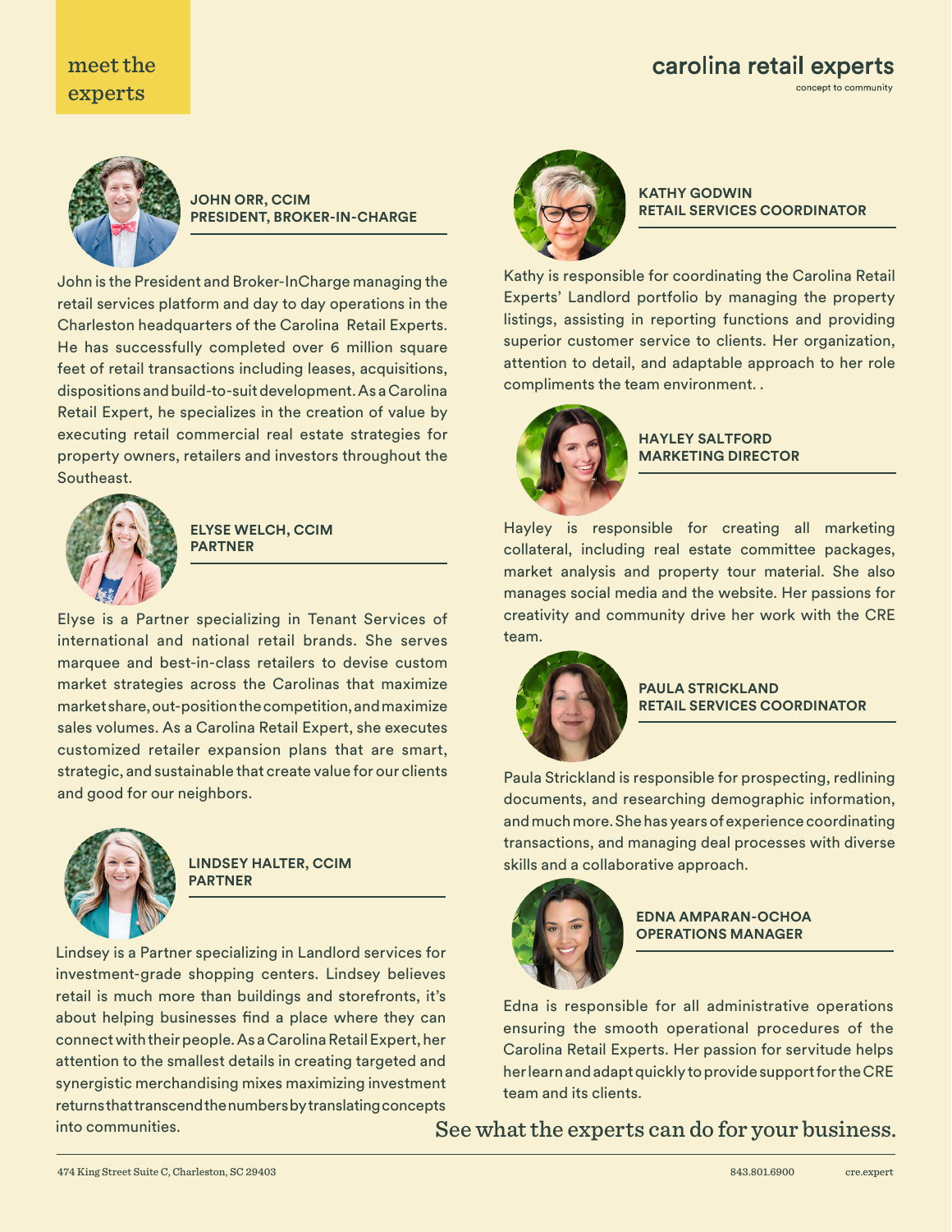# meet the experts

**carolina retail experts**
concept to community

### JOHN ORR, CCIM
### PRESIDENT, BROKER-IN-CHARGE

John is the President and Broker-InCharge managing the retail services platform and day to day operations in the Charleston headquarters of the Carolina Retail Experts. He has successfully completed over 6 million square feet of retail transactions including leases, acquisitions, dispositions and build-to-suit development. As a Carolina Retail Expert, he specializes in the creation of value by executing retail commercial real estate strategies for property owners, retailers and investors throughout the Southeast.

### ELYSE WELCH, CCIM
### PARTNER

Elyse is a Partner specializing in Tenant Services of international and national retail brands. She serves marquee and best-in-class retailers to devise custom market strategies across the Carolinas that maximize market share, out-position the competition, and maximize sales volumes. As a Carolina Retail Expert, she executes customized retailer expansion plans that are smart, strategic, and sustainable that create value for our clients and good for our neighbors.

### LINDSEY HALTER, CCIM
### PARTNER

Lindsey is a Partner specializing in Landlord services for investment-grade shopping centers. Lindsey believes retail is much more than buildings and storefronts, it's about helping businesses find a place where they can connect with their people. As a Carolina Retail Expert, her attention to the smallest details in creating targeted and synergistic merchandising mixes maximizing investment returns that transcend the numbers by translating concepts into communities.

### KATHY GODWIN
### RETAIL SERVICES COORDINATOR

Kathy is responsible for coordinating the Carolina Retail Experts' Landlord portfolio by managing the property listings, assisting in reporting functions and providing superior customer service to clients. Her organization, attention to detail, and adaptable approach to her role compliments the team environment. .

### HAYLEY SALTFORD
### MARKETING DIRECTOR

Hayley is responsible for creating all marketing collateral, including real estate committee packages, market analysis and property tour material. She also manages social media and the website. Her passions for creativity and community drive her work with the CRE team.

### PAULA STRICKLAND
### RETAIL SERVICES COORDINATOR

Paula Strickland is responsible for prospecting, redlining documents, and researching demographic information, and much more. She has years of experience coordinating transactions, and managing deal processes with diverse skills and a collaborative approach.

### EDNA AMPARAN-OCHOA
### OPERATIONS MANAGER

Edna is responsible for all administrative operations ensuring the smooth operational procedures of the Carolina Retail Experts. Her passion for servitude helps her learn and adapt quickly to provide support for the CRE team and its clients.

See what the experts can do for your business.

474 King Street Suite C, Charleston, SC 29403 | 843.801.6900 | cre.expert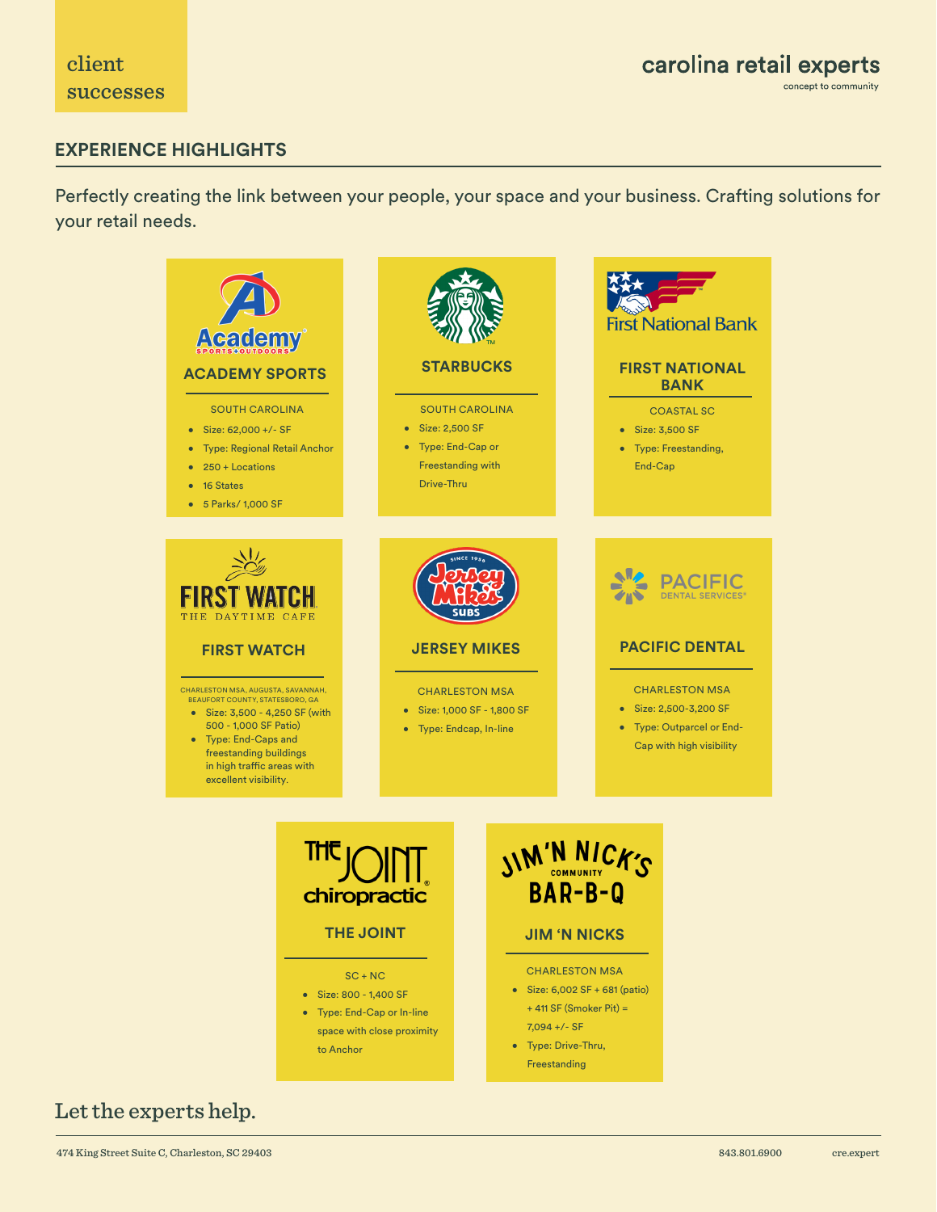client successes

carolina retail experts
concept to community

## EXPERIENCE HIGHLIGHTS

Perfectly creating the link between your people, your space and your business. Crafting solutions for your retail needs.

### ACADEMY SPORTS

SOUTH CAROLINA

- Size: 62,000 +/- SF
- Type: Regional Retail Anchor
- 250 + Locations
- 16 States
- 5 Parks/ 1,000 SF

### STARBUCKS

SOUTH CAROLINA

- Size: 2,500 SF
- Type: End-Cap or Freestanding with Drive-Thru

### FIRST NATIONAL BANK

COASTAL SC

- Size: 3,500 SF
- Type: Freestanding, End-Cap

### FIRST WATCH

CHARLESTON MSA, AUGUSTA, SAVANNAH, BEAUFORT COUNTY, STATESBORO, GA

- Size: 3,500 - 4,250 SF (with 500 - 1,000 SF Patio)
- Type: End-Caps and freestanding buildings in high traffic areas with excellent visibility.

### JERSEY MIKES

CHARLESTON MSA

- Size: 1,000 SF - 1,800 SF
- Type: Endcap, In-line

### PACIFIC DENTAL

CHARLESTON MSA

- Size: 2,500-3,200 SF
- Type: Outparcel or End-Cap with high visibility

### THE JOINT

SC + NC

- Size: 800 - 1,400 SF
- Type: End-Cap or In-line space with close proximity to Anchor

### JIM 'N NICKS

CHARLESTON MSA

- Size: 6,002 SF + 681 (patio) + 411 SF (Smoker Pit) = 7,094 +/- SF
- Type: Drive-Thru, Freestanding

Let the experts help.

474 King Street Suite C, Charleston, SC 29403 843.801.6900 cre.expert